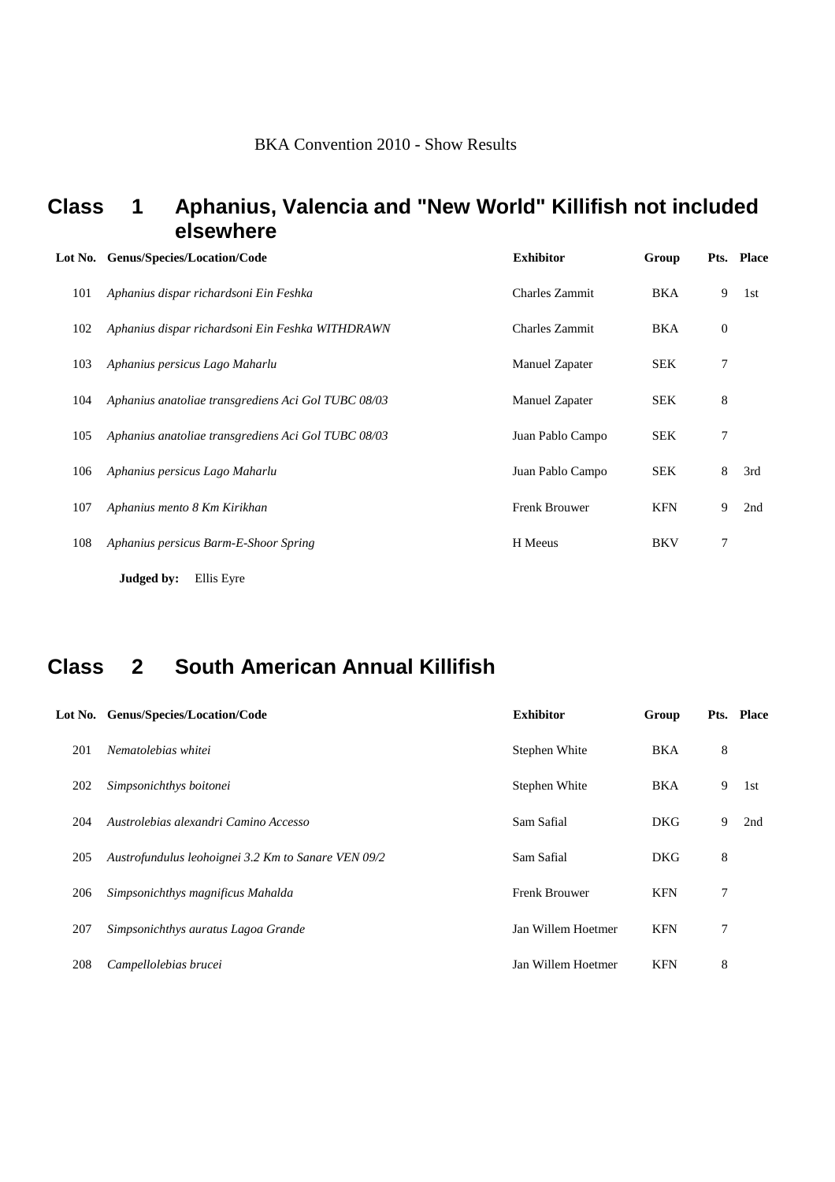BKA Convention 2010 - Show Results

## Class 1 Aphanius, Valencia and "New World" Killifish not included elsewhere

| Lot No. | Genus/Species/Location/Code | Exhibitor | Group | Pts. | Place |
|---|---|---|---|---|---|
| 101 | *Aphanius dispar richardsoni Ein Feshka* | Charles Zammit | BKA | 9 | 1st |
| 102 | *Aphanius dispar richardsoni Ein Feshka WITHDRAWN* | Charles Zammit | BKA | 0 | |
| 103 | *Aphanius persicus Lago Maharlu* | Manuel Zapater | SEK | 7 | |
| 104 | *Aphanius anatoliae transgrediens Aci Gol TUBC 08/03* | Manuel Zapater | SEK | 8 | |
| 105 | *Aphanius anatoliae transgrediens Aci Gol TUBC 08/03* | Juan Pablo Campo | SEK | 7 | |
| 106 | *Aphanius persicus Lago Maharlu* | Juan Pablo Campo | SEK | 8 | 3rd |
| 107 | *Aphanius mento 8 Km Kirikhan* | Frenk Brouwer | KFN | 9 | 2nd |
| 108 | *Aphanius persicus Barm-E-Shoor Spring* | H Meeus | BKV | 7 | |

**Judged by:** Ellis Eyre

## Class 2 South American Annual Killifish

| Lot No. | Genus/Species/Location/Code | Exhibitor | Group | Pts. | Place |
|---|---|---|---|---|---|
| 201 | *Nematolebias whitei* | Stephen White | BKA | 8 | |
| 202 | *Simpsonichthys boitonei* | Stephen White | BKA | 9 | 1st |
| 204 | *Austrolebias alexandri Camino Accesso* | Sam Safial | DKG | 9 | 2nd |
| 205 | *Austrofundulus leohoignei 3.2 Km to Sanare VEN 09/2* | Sam Safial | DKG | 8 | |
| 206 | *Simpsonichthys magnificus Mahalda* | Frenk Brouwer | KFN | 7 | |
| 207 | *Simpsonichthys auratus Lagoa Grande* | Jan Willem Hoetmer | KFN | 7 | |
| 208 | *Campellolebias brucei* | Jan Willem Hoetmer | KFN | 8 | |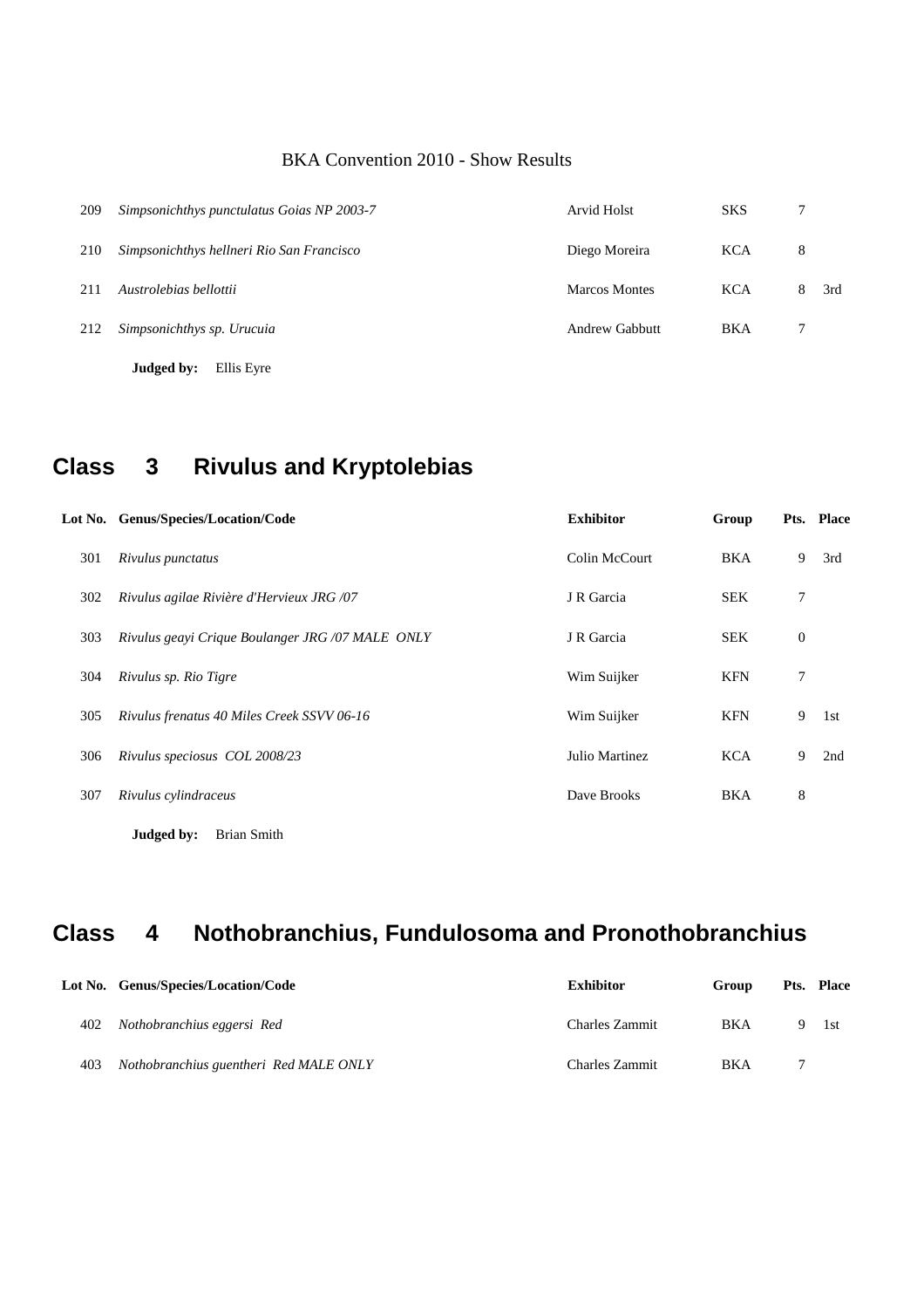BKA Convention 2010 - Show Results

| Lot No. | Genus/Species/Location/Code | Exhibitor | Group | Pts. | Place |
|---|---|---|---|---|---|
| 209 | *Simpsonichthys punctulatus Goias NP 2003-7* | Arvid Holst | SKS | 7 | |
| 210 | *Simpsonichthys hellneri Rio San Francisco* | Diego Moreira | KCA | 8 | |
| 211 | *Austrolebias bellottii* | Marcos Montes | KCA | 8 | 3rd |
| 212 | *Simpsonichthys sp. Urucuia* | Andrew Gabbutt | BKA | 7 | |

**Judged by:** Ellis Eyre

## Class 3 Rivulus and Kryptolebias

| Lot No. | Genus/Species/Location/Code | Exhibitor | Group | Pts. | Place |
|---|---|---|---|---|---|
| 301 | *Rivulus punctatus* | Colin McCourt | BKA | 9 | 3rd |
| 302 | *Rivulus agilae Rivière d'Hervieux JRG /07* | J R Garcia | SEK | 7 | |
| 303 | *Rivulus geayi Crique Boulanger JRG /07 MALE ONLY* | J R Garcia | SEK | 0 | |
| 304 | *Rivulus sp. Rio Tigre* | Wim Suijker | KFN | 7 | |
| 305 | *Rivulus frenatus 40 Miles Creek SSVV 06-16* | Wim Suijker | KFN | 9 | 1st |
| 306 | *Rivulus speciosus COL 2008/23* | Julio Martinez | KCA | 9 | 2nd |
| 307 | *Rivulus cylindraceus* | Dave Brooks | BKA | 8 | |

**Judged by:** Brian Smith

## Class 4 Nothobranchius, Fundulosoma and Pronothobranchius

| Lot No. | Genus/Species/Location/Code | Exhibitor | Group | Pts. | Place |
|---|---|---|---|---|---|
| 402 | *Nothobranchius eggersi Red* | Charles Zammit | BKA | 9 | 1st |
| 403 | *Nothobranchius guentheri Red MALE ONLY* | Charles Zammit | BKA | 7 | |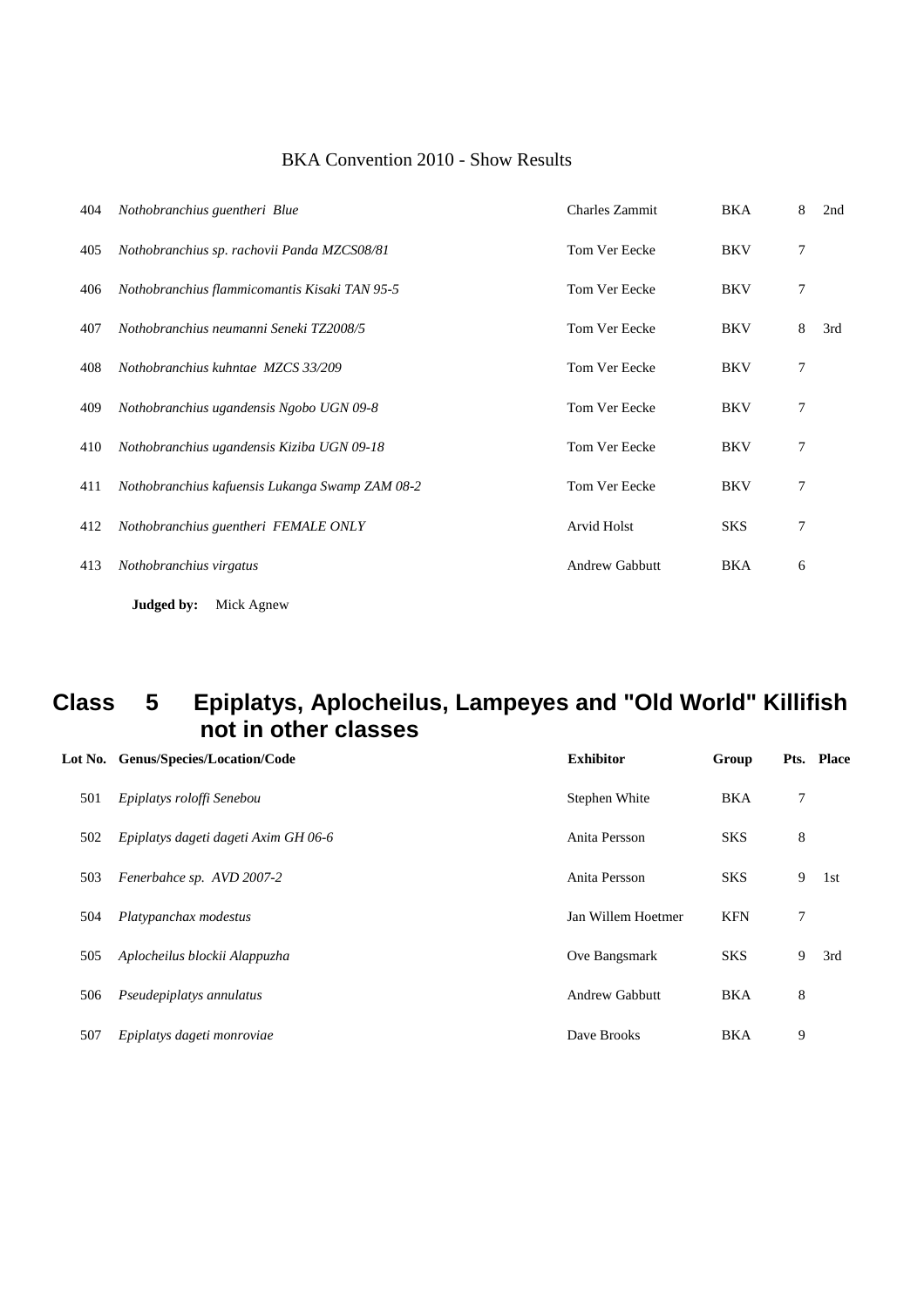| | | | | | |
|---|---|---|---|---|---|
| 404 | *Nothobranchius guentheri Blue* | Charles Zammit | BKA | 8 | 2nd |
| 405 | *Nothobranchius sp. rachovii Panda MZCS08/81* | Tom Ver Eecke | BKV | 7 | |
| 406 | *Nothobranchius flammicomantis Kisaki TAN 95-5* | Tom Ver Eecke | BKV | 7 | |
| 407 | *Nothobranchius neumanni Seneki TZ2008/5* | Tom Ver Eecke | BKV | 8 | 3rd |
| 408 | *Nothobranchius kuhntae MZCS 33/209* | Tom Ver Eecke | BKV | 7 | |
| 409 | *Nothobranchius ugandensis Ngobo UGN 09-8* | Tom Ver Eecke | BKV | 7 | |
| 410 | *Nothobranchius ugandensis Kiziba UGN 09-18* | Tom Ver Eecke | BKV | 7 | |
| 411 | *Nothobranchius kafuensis Lukanga Swamp ZAM 08-2* | Tom Ver Eecke | BKV | 7 | |
| 412 | *Nothobranchius guentheri FEMALE ONLY* | Arvid Holst | SKS | 7 | |
| 413 | *Nothobranchius virgatus* | Andrew Gabbutt | BKA | 6 | |

**Judged by:** Mick Agnew

## Class 5 Epiplatys, Aplocheilus, Lampeyes and "Old World" Killifish not in other classes

| Lot No. | Genus/Species/Location/Code | Exhibitor | Group | Pts. | Place |
|---|---|---|---|---|---|
| 501 | *Epiplatys roloffi Senebou* | Stephen White | BKA | 7 | |
| 502 | *Epiplatys dageti dageti Axim GH 06-6* | Anita Persson | SKS | 8 | |
| 503 | *Fenerbahce sp. AVD 2007-2* | Anita Persson | SKS | 9 | 1st |
| 504 | *Platypanchax modestus* | Jan Willem Hoetmer | KFN | 7 | |
| 505 | *Aplocheilus blockii Alappuzha* | Ove Bangsmark | SKS | 9 | 3rd |
| 506 | *Pseudepiplatys annulatus* | Andrew Gabbutt | BKA | 8 | |
| 507 | *Epiplatys dageti monroviae* | Dave Brooks | BKA | 9 | |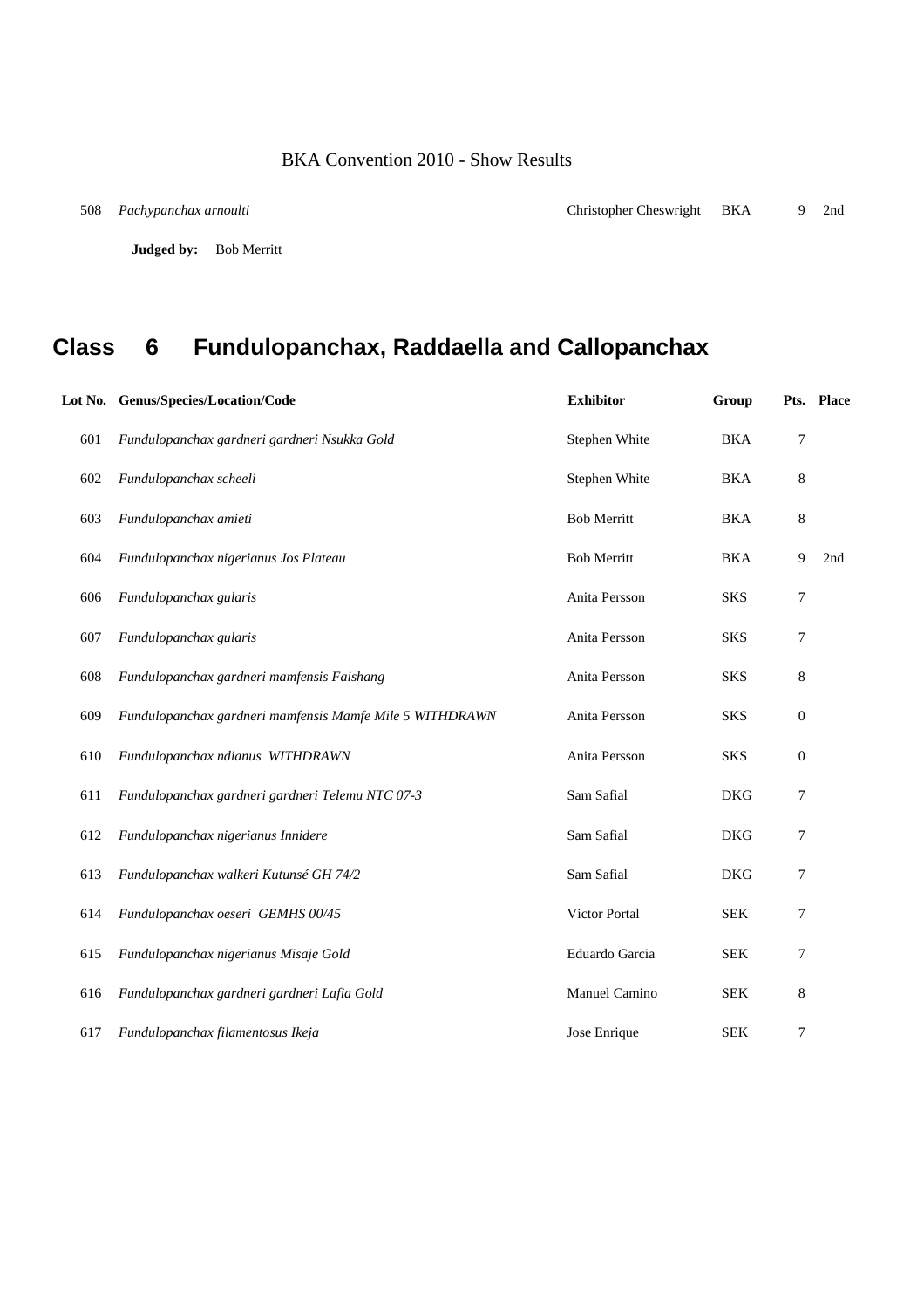| Lot No. | Genus/Species/Location/Code | Exhibitor | Group | Pts. | Place |
|---|---|---|---|---|---|
| 508 | *Pachypanchax arnoulti* | Christopher Cheswright | BKA | 9 | 2nd |

**Judged by:** Bob Merritt

## Class 6 Fundulopanchax, Raddaella and Callopanchax

| Lot No. | Genus/Species/Location/Code | Exhibitor | Group | Pts. | Place |
|---|---|---|---|---|---|
| 601 | *Fundulopanchax gardneri gardneri Nsukka Gold* | Stephen White | BKA | 7 | |
| 602 | *Fundulopanchax scheeli* | Stephen White | BKA | 8 | |
| 603 | *Fundulopanchax amieti* | Bob Merritt | BKA | 8 | |
| 604 | *Fundulopanchax nigerianus Jos Plateau* | Bob Merritt | BKA | 9 | 2nd |
| 606 | *Fundulopanchax gularis* | Anita Persson | SKS | 7 | |
| 607 | *Fundulopanchax gularis* | Anita Persson | SKS | 7 | |
| 608 | *Fundulopanchax gardneri mamfensis Faishang* | Anita Persson | SKS | 8 | |
| 609 | *Fundulopanchax gardneri mamfensis Mamfe Mile 5 WITHDRAWN* | Anita Persson | SKS | 0 | |
| 610 | *Fundulopanchax ndianus WITHDRAWN* | Anita Persson | SKS | 0 | |
| 611 | *Fundulopanchax gardneri gardneri Telemu NTC 07-3* | Sam Safial | DKG | 7 | |
| 612 | *Fundulopanchax nigerianus Innidere* | Sam Safial | DKG | 7 | |
| 613 | *Fundulopanchax walkeri Kutunsé GH 74/2* | Sam Safial | DKG | 7 | |
| 614 | *Fundulopanchax oeseri GEMHS 00/45* | Victor Portal | SEK | 7 | |
| 615 | *Fundulopanchax nigerianus Misaje Gold* | Eduardo Garcia | SEK | 7 | |
| 616 | *Fundulopanchax gardneri gardneri Lafia Gold* | Manuel Camino | SEK | 8 | |
| 617 | *Fundulopanchax filamentosus Ikeja* | Jose Enrique | SEK | 7 | |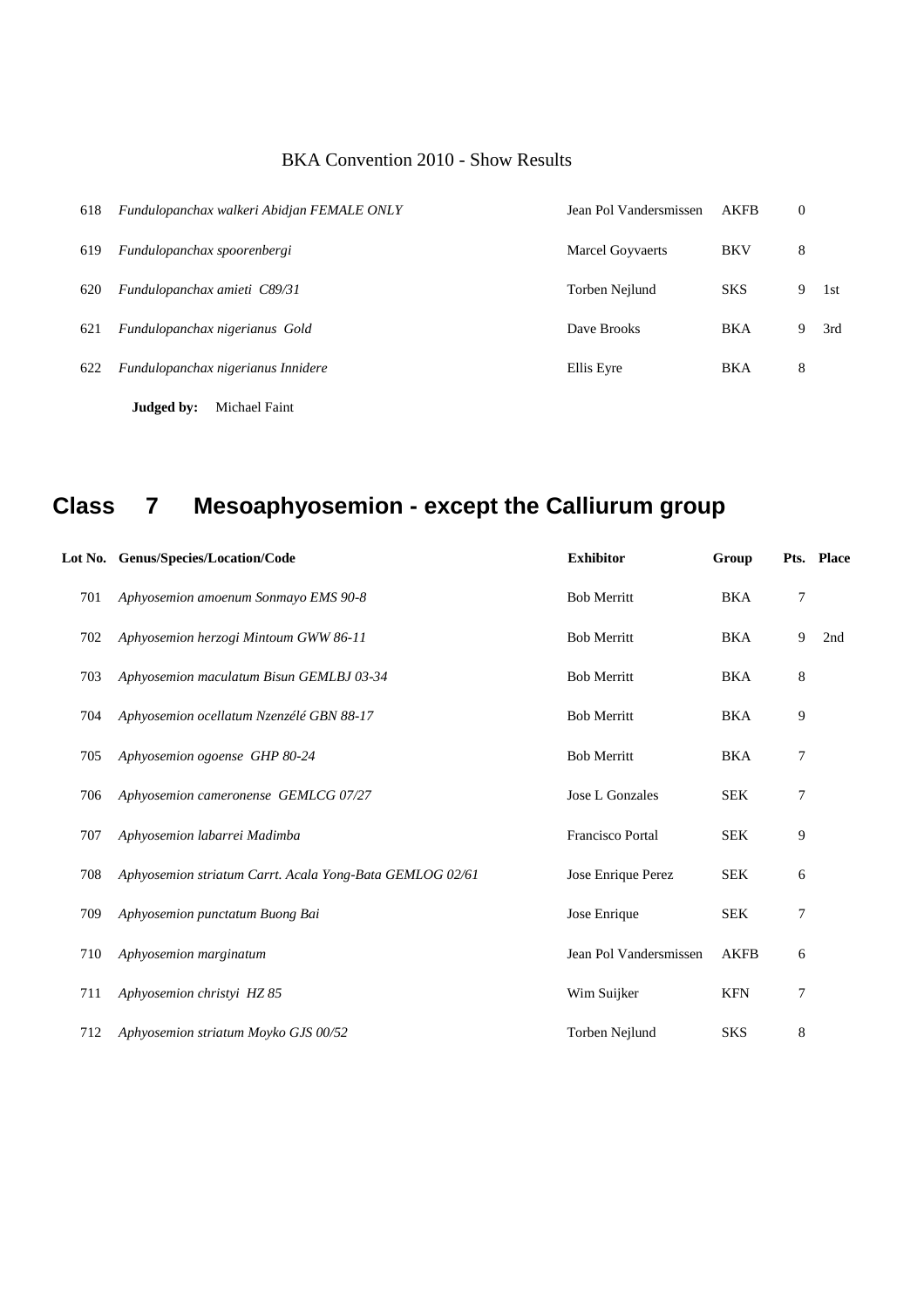| | | | | | |
|---|---|---|---|---|---|
| 618 | *Fundulopanchax walkeri Abidjan FEMALE ONLY* | Jean Pol Vandersmissen | AKFB | 0 | |
| 619 | *Fundulopanchax spoorenbergi* | Marcel Goyvaerts | BKV | 8 | |
| 620 | *Fundulopanchax amieti C89/31* | Torben Nejlund | SKS | 9 | 1st |
| 621 | *Fundulopanchax nigerianus Gold* | Dave Brooks | BKA | 9 | 3rd |
| 622 | *Fundulopanchax nigerianus Innidere* | Ellis Eyre | BKA | 8 | |

**Judged by:** Michael Faint

## Class 7 Mesoaphyosemion - except the Calliurum group

| Lot No. | Genus/Species/Location/Code | Exhibitor | Group | Pts. | Place |
|---|---|---|---|---|---|
| 701 | *Aphyosemion amoenum Sonmayo EMS 90-8* | Bob Merritt | BKA | 7 | |
| 702 | *Aphyosemion herzogi Mintoum GWW 86-11* | Bob Merritt | BKA | 9 | 2nd |
| 703 | *Aphyosemion maculatum Bisun GEMLBJ 03-34* | Bob Merritt | BKA | 8 | |
| 704 | *Aphyosemion ocellatum Nzenzélé GBN 88-17* | Bob Merritt | BKA | 9 | |
| 705 | *Aphyosemion ogoense GHP 80-24* | Bob Merritt | BKA | 7 | |
| 706 | *Aphyosemion cameronense GEMLCG 07/27* | Jose L Gonzales | SEK | 7 | |
| 707 | *Aphyosemion labarrei Madimba* | Francisco Portal | SEK | 9 | |
| 708 | *Aphyosemion striatum Carrt. Acala Yong-Bata GEMLOG 02/61* | Jose Enrique Perez | SEK | 6 | |
| 709 | *Aphyosemion punctatum Buong Bai* | Jose Enrique | SEK | 7 | |
| 710 | *Aphyosemion marginatum* | Jean Pol Vandersmissen | AKFB | 6 | |
| 711 | *Aphyosemion christyi HZ 85* | Wim Suijker | KFN | 7 | |
| 712 | *Aphyosemion striatum Moyko GJS 00/52* | Torben Nejlund | SKS | 8 | |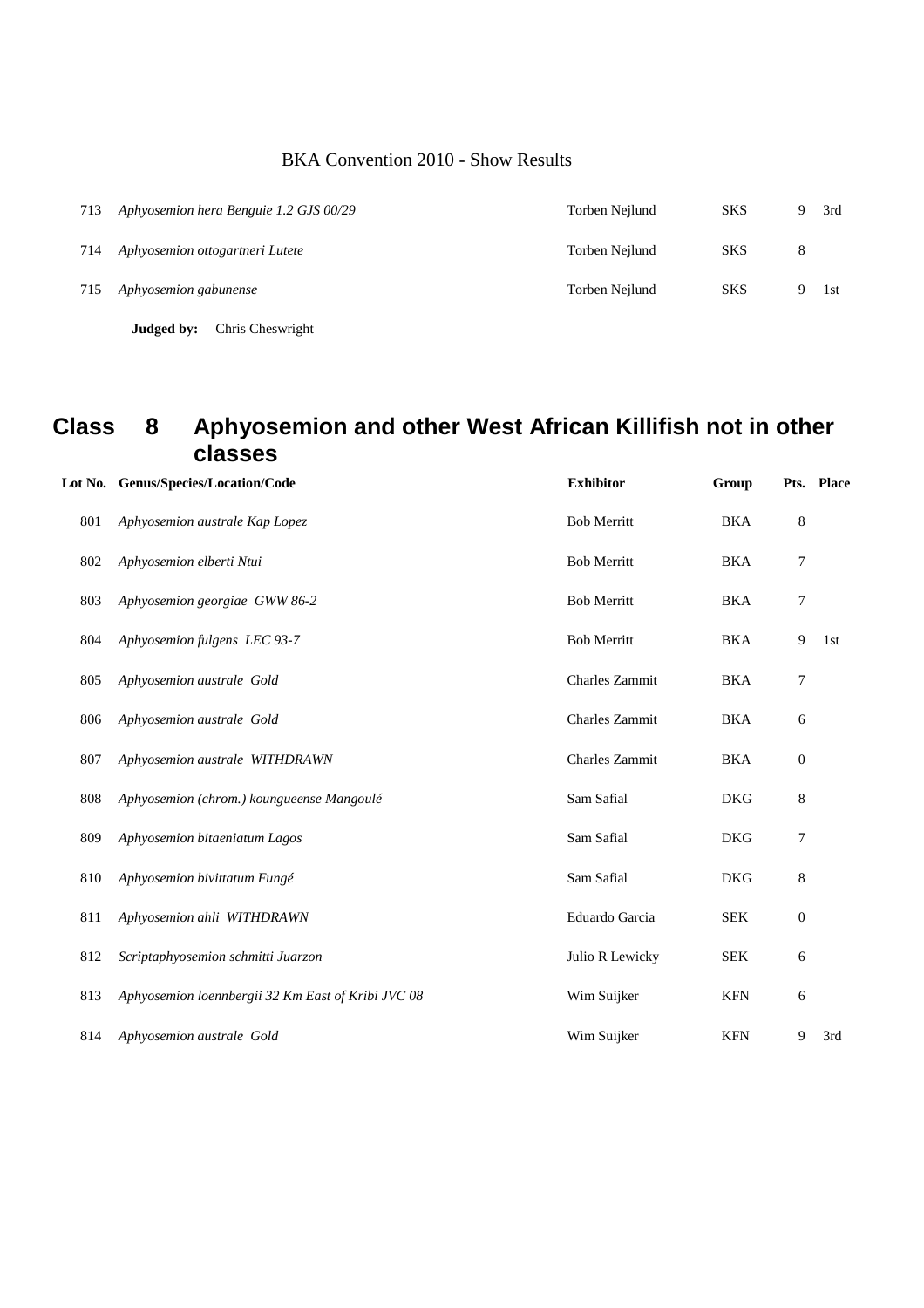| | | | | | |
|---|---|---|---|---|---|
| 713 | *Aphyosemion hera Benguie 1.2 GJS 00/29* | Torben Nejlund | SKS | 9 | 3rd |
| 714 | *Aphyosemion ottogartneri Lutete* | Torben Nejlund | SKS | 8 | |
| 715 | *Aphyosemion gabunense* | Torben Nejlund | SKS | 9 | 1st |

**Judged by:** Chris Cheswright

## Class 8 Aphyosemion and other West African Killifish not in other classes

| Lot No. | Genus/Species/Location/Code | Exhibitor | Group | Pts. | Place |
|---|---|---|---|---|---|
| 801 | *Aphyosemion australe Kap Lopez* | Bob Merritt | BKA | 8 | |
| 802 | *Aphyosemion elberti Ntui* | Bob Merritt | BKA | 7 | |
| 803 | *Aphyosemion georgiae GWW 86-2* | Bob Merritt | BKA | 7 | |
| 804 | *Aphyosemion fulgens LEC 93-7* | Bob Merritt | BKA | 9 | 1st |
| 805 | *Aphyosemion australe Gold* | Charles Zammit | BKA | 7 | |
| 806 | *Aphyosemion australe Gold* | Charles Zammit | BKA | 6 | |
| 807 | *Aphyosemion australe WITHDRAWN* | Charles Zammit | BKA | 0 | |
| 808 | *Aphyosemion (chrom.) koungueense Mangoulé* | Sam Safial | DKG | 8 | |
| 809 | *Aphyosemion bitaeniatum Lagos* | Sam Safial | DKG | 7 | |
| 810 | *Aphyosemion bivittatum Fungé* | Sam Safial | DKG | 8 | |
| 811 | *Aphyosemion ahli WITHDRAWN* | Eduardo Garcia | SEK | 0 | |
| 812 | *Scriptaphyosemion schmitti Juarzon* | Julio R Lewicky | SEK | 6 | |
| 813 | *Aphyosemion loennbergii 32 Km East of Kribi JVC 08* | Wim Suijker | KFN | 6 | |
| 814 | *Aphyosemion australe Gold* | Wim Suijker | KFN | 9 | 3rd |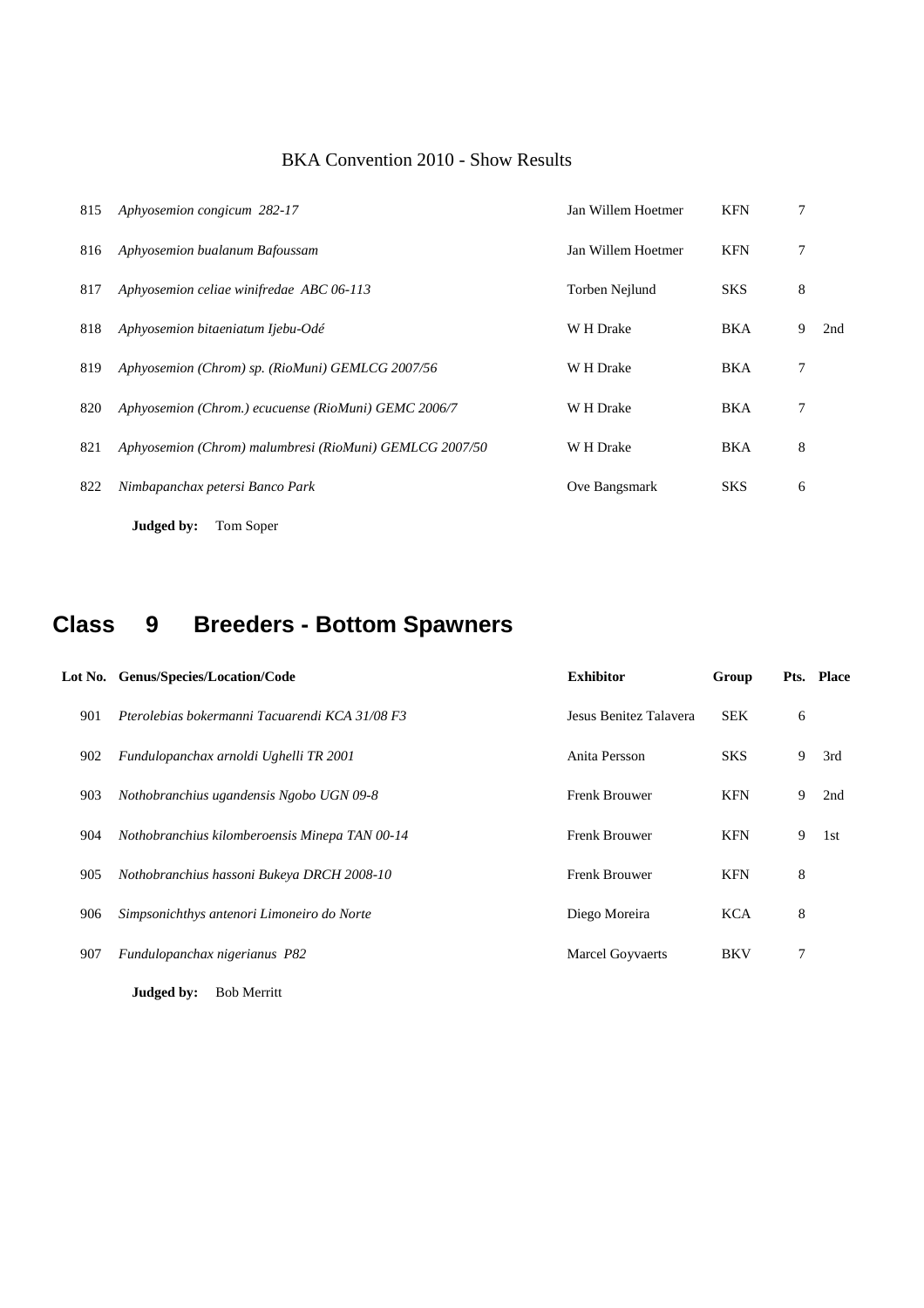BKA Convention 2010 - Show Results

| Lot No. | Genus/Species/Location/Code | Exhibitor | Group | Pts. | Place |
|---|---|---|---|---|---|
| 815 | *Aphyosemion congicum 282-17* | Jan Willem Hoetmer | KFN | 7 | |
| 816 | *Aphyosemion bualanum Bafoussam* | Jan Willem Hoetmer | KFN | 7 | |
| 817 | *Aphyosemion celiae winifredae ABC 06-113* | Torben Nejlund | SKS | 8 | |
| 818 | *Aphyosemion bitaeniatum Ijebu-Odé* | W H Drake | BKA | 9 | 2nd |
| 819 | *Aphyosemion (Chrom) sp. (RioMuni) GEMLCG 2007/56* | W H Drake | BKA | 7 | |
| 820 | *Aphyosemion (Chrom.) ecucuense (RioMuni) GEMC 2006/7* | W H Drake | BKA | 7 | |
| 821 | *Aphyosemion (Chrom) malumbresi (RioMuni) GEMLCG 2007/50* | W H Drake | BKA | 8 | |
| 822 | *Nimbapanchax petersi Banco Park* | Ove Bangsmark | SKS | 6 | |

**Judged by:** Tom Soper

## Class 9 Breeders - Bottom Spawners

| Lot No. | Genus/Species/Location/Code | Exhibitor | Group | Pts. | Place |
|---|---|---|---|---|---|
| 901 | *Pterolebias bokermanni Tacuarendi KCA 31/08 F3* | Jesus Benitez Talavera | SEK | 6 | |
| 902 | *Fundulopanchax arnoldi Ughelli TR 2001* | Anita Persson | SKS | 9 | 3rd |
| 903 | *Nothobranchius ugandensis Ngobo UGN 09-8* | Frenk Brouwer | KFN | 9 | 2nd |
| 904 | *Nothobranchius kilomberoensis Minepa TAN 00-14* | Frenk Brouwer | KFN | 9 | 1st |
| 905 | *Nothobranchius hassoni Bukeya DRCH 2008-10* | Frenk Brouwer | KFN | 8 | |
| 906 | *Simpsonichthys antenori Limoneiro do Norte* | Diego Moreira | KCA | 8 | |
| 907 | *Fundulopanchax nigerianus P82* | Marcel Goyvaerts | BKV | 7 | |

**Judged by:** Bob Merritt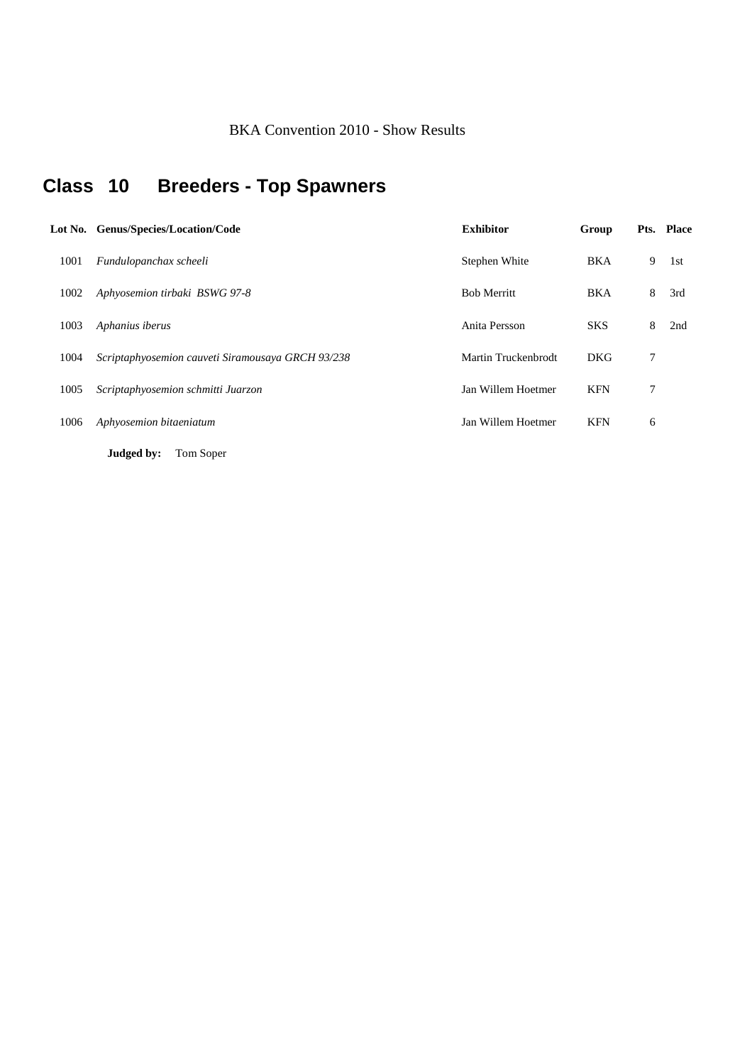BKA Convention 2010 - Show Results

## Class 10 Breeders - Top Spawners

| Lot No. | Genus/Species/Location/Code | Exhibitor | Group | Pts. | Place |
|---|---|---|---|---|---|
| 1001 | *Fundulopanchax scheeli* | Stephen White | BKA | 9 | 1st |
| 1002 | *Aphyosemion tirbaki BSWG 97-8* | Bob Merritt | BKA | 8 | 3rd |
| 1003 | *Aphanius iberus* | Anita Persson | SKS | 8 | 2nd |
| 1004 | *Scriptaphyosemion cauveti Siramousaya GRCH 93/238* | Martin Truckenbrodt | DKG | 7 | |
| 1005 | *Scriptaphyosemion schmitti Juarzon* | Jan Willem Hoetmer | KFN | 7 | |
| 1006 | *Aphyosemion bitaeniatum* | Jan Willem Hoetmer | KFN | 6 | |

**Judged by:** Tom Soper